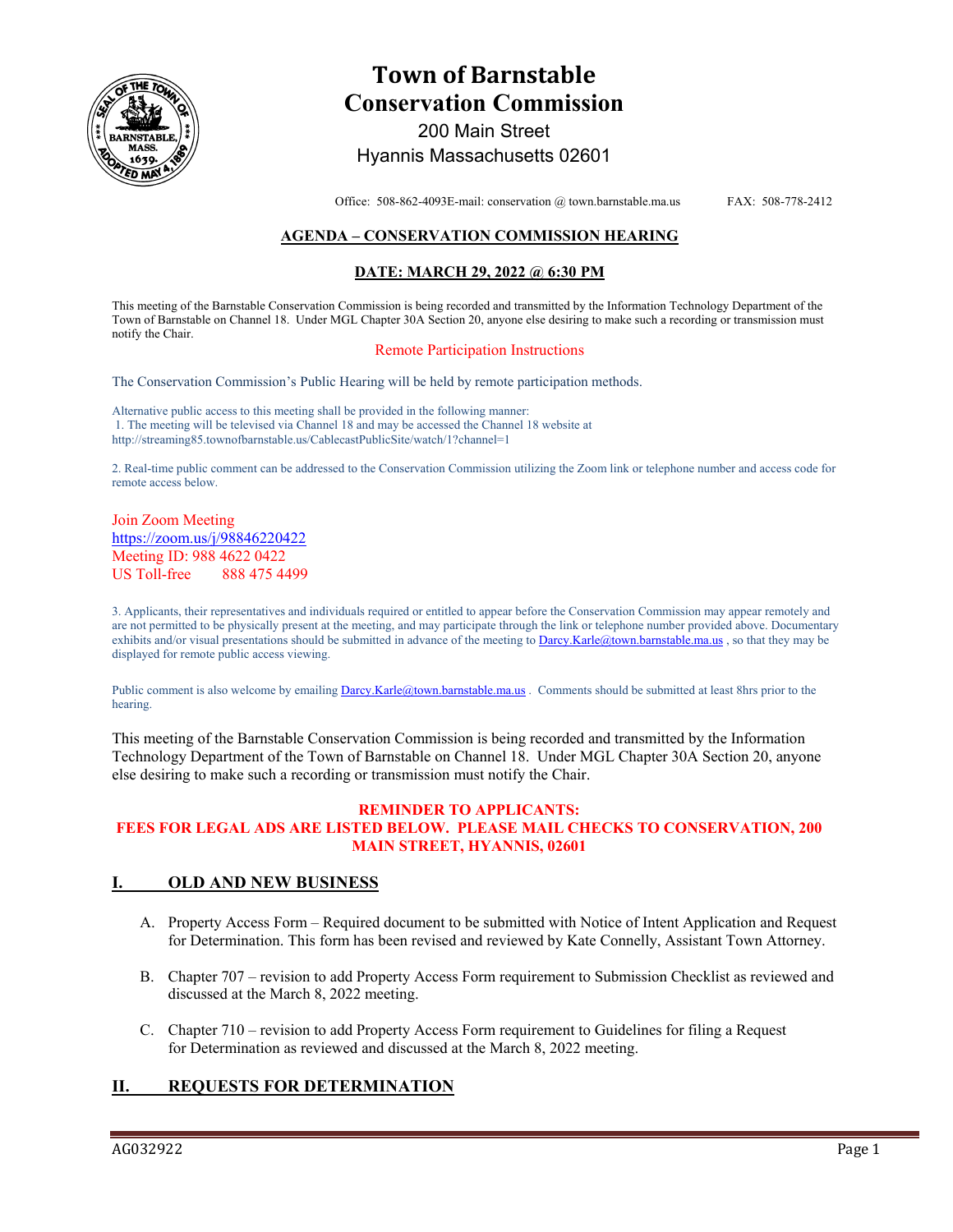# Town of Barnstable
# Conservation Commission

200 Main Street
Hyannis Massachusetts 02601

Office: 508-862-4093E-mail: conservation @ town.barnstable.ma.us FAX: 508-778-2412

## AGENDA – CONSERVATION COMMISSION HEARING

## DATE: MARCH 29, 2022 @ 6:30 PM

This meeting of the Barnstable Conservation Commission is being recorded and transmitted by the Information Technology Department of the Town of Barnstable on Channel 18. Under MGL Chapter 30A Section 20, anyone else desiring to make such a recording or transmission must notify the Chair.

Remote Participation Instructions

The Conservation Commission's Public Hearing will be held by remote participation methods.

Alternative public access to this meeting shall be provided in the following manner:
1. The meeting will be televised via Channel 18 and may be accessed the Channel 18 website at http://streaming85.townofbarnstable.us/CablecastPublicSite/watch/1?channel=1

2. Real-time public comment can be addressed to the Conservation Commission utilizing the Zoom link or telephone number and access code for remote access below.

Join Zoom Meeting
https://zoom.us/j/98846220422
Meeting ID: 988 4622 0422
US Toll-free 888 475 4499

3. Applicants, their representatives and individuals required or entitled to appear before the Conservation Commission may appear remotely and are not permitted to be physically present at the meeting, and may participate through the link or telephone number provided above. Documentary exhibits and/or visual presentations should be submitted in advance of the meeting to Darcy.Karle@town.barnstable.ma.us , so that they may be displayed for remote public access viewing.

Public comment is also welcome by emailing Darcy.Karle@town.barnstable.ma.us . Comments should be submitted at least 8hrs prior to the hearing.

This meeting of the Barnstable Conservation Commission is being recorded and transmitted by the Information Technology Department of the Town of Barnstable on Channel 18. Under MGL Chapter 30A Section 20, anyone else desiring to make such a recording or transmission must notify the Chair.

**REMINDER TO APPLICANTS:**
**FEES FOR LEGAL ADS ARE LISTED BELOW. PLEASE MAIL CHECKS TO CONSERVATION, 200 MAIN STREET, HYANNIS, 02601**

## I. OLD AND NEW BUSINESS

A. Property Access Form – Required document to be submitted with Notice of Intent Application and Request for Determination. This form has been revised and reviewed by Kate Connelly, Assistant Town Attorney.

B. Chapter 707 – revision to add Property Access Form requirement to Submission Checklist as reviewed and discussed at the March 8, 2022 meeting.

C. Chapter 710 – revision to add Property Access Form requirement to Guidelines for filing a Request for Determination as reviewed and discussed at the March 8, 2022 meeting.

## II. REQUESTS FOR DETERMINATION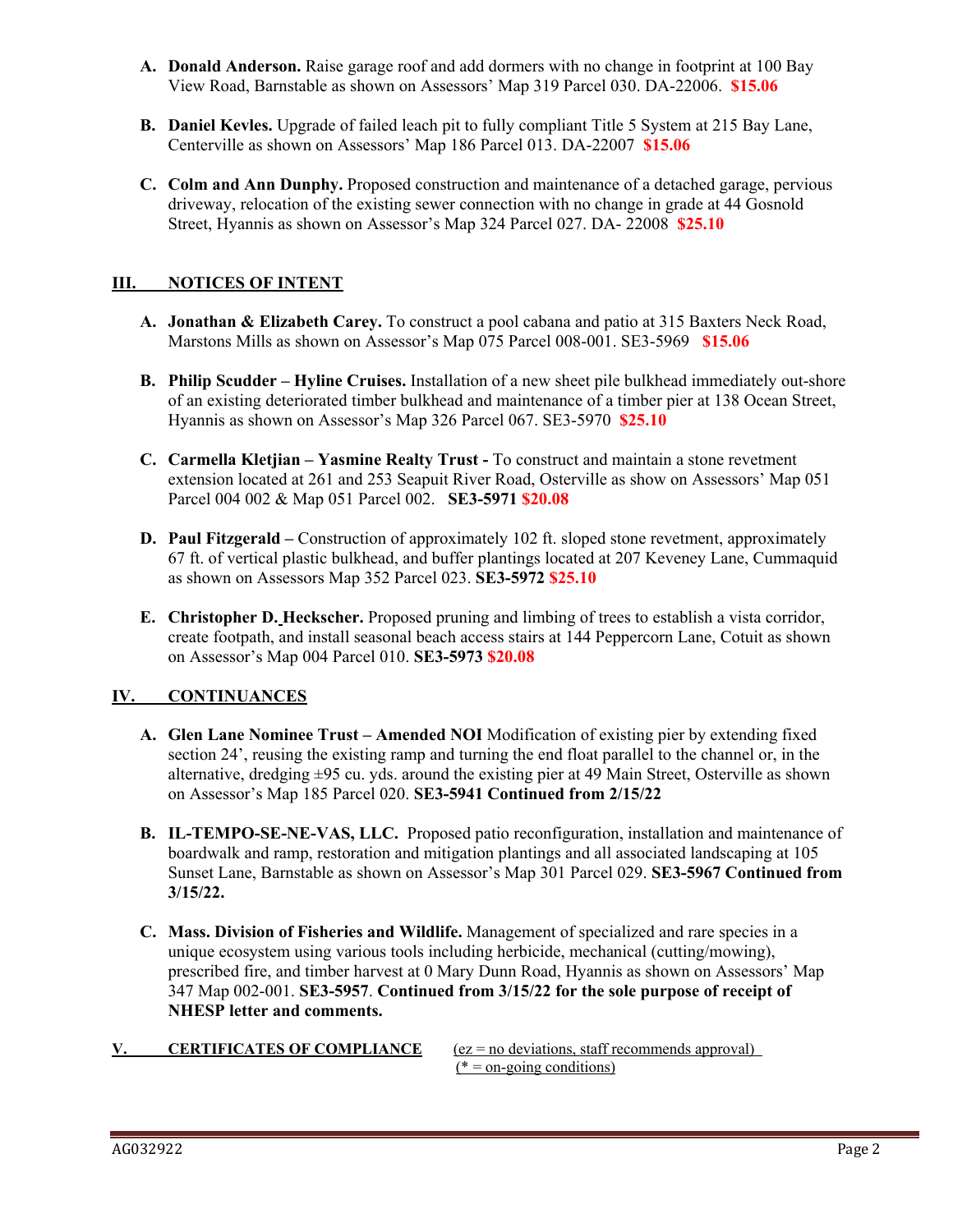A. **Donald Anderson.** Raise garage roof and add dormers with no change in footprint at 100 Bay View Road, Barnstable as shown on Assessors' Map 319 Parcel 030. DA-22006. **$15.06**

B. **Daniel Kevles.** Upgrade of failed leach pit to fully compliant Title 5 System at 215 Bay Lane, Centerville as shown on Assessors' Map 186 Parcel 013. DA-22007 **$15.06**

C. **Colm and Ann Dunphy.** Proposed construction and maintenance of a detached garage, pervious driveway, relocation of the existing sewer connection with no change in grade at 44 Gosnold Street, Hyannis as shown on Assessor's Map 324 Parcel 027. DA- 22008 **$25.10**

## III. NOTICES OF INTENT

A. **Jonathan & Elizabeth Carey.** To construct a pool cabana and patio at 315 Baxters Neck Road, Marstons Mills as shown on Assessor's Map 075 Parcel 008-001. SE3-5969 **$15.06**

B. **Philip Scudder – Hyline Cruises.** Installation of a new sheet pile bulkhead immediately out-shore of an existing deteriorated timber bulkhead and maintenance of a timber pier at 138 Ocean Street, Hyannis as shown on Assessor's Map 326 Parcel 067. SE3-5970 **$25.10**

C. **Carmella Kletjian – Yasmine Realty Trust -** To construct and maintain a stone revetment extension located at 261 and 253 Seapuit River Road, Osterville as show on Assessors' Map 051 Parcel 004 002 & Map 051 Parcel 002. **SE3-5971** **$20.08**

D. **Paul Fitzgerald –** Construction of approximately 102 ft. sloped stone revetment, approximately 67 ft. of vertical plastic bulkhead, and buffer plantings located at 207 Keveney Lane, Cummaquid as shown on Assessors Map 352 Parcel 023. **SE3-5972** **$25.10**

E. **Christopher D. Heckscher.** Proposed pruning and limbing of trees to establish a vista corridor, create footpath, and install seasonal beach access stairs at 144 Peppercorn Lane, Cotuit as shown on Assessor's Map 004 Parcel 010. **SE3-5973** **$20.08**

## IV. CONTINUANCES

A. **Glen Lane Nominee Trust – Amended NOI** Modification of existing pier by extending fixed section 24', reusing the existing ramp and turning the end float parallel to the channel or, in the alternative, dredging ±95 cu. yds. around the existing pier at 49 Main Street, Osterville as shown on Assessor's Map 185 Parcel 020. **SE3-5941 Continued from 2/15/22**

B. **IL-TEMPO-SE-NE-VAS, LLC.** Proposed patio reconfiguration, installation and maintenance of boardwalk and ramp, restoration and mitigation plantings and all associated landscaping at 105 Sunset Lane, Barnstable as shown on Assessor's Map 301 Parcel 029. **SE3-5967 Continued from 3/15/22.**

C. **Mass. Division of Fisheries and Wildlife.** Management of specialized and rare species in a unique ecosystem using various tools including herbicide, mechanical (cutting/mowing), prescribed fire, and timber harvest at 0 Mary Dunn Road, Hyannis as shown on Assessors' Map 347 Map 002-001. **SE3-5957**. **Continued from 3/15/22 for the sole purpose of receipt of NHESP letter and comments.**

## V. CERTIFICATES OF COMPLIANCE

(ez = no deviations, staff recommends approval)
(* = on-going conditions)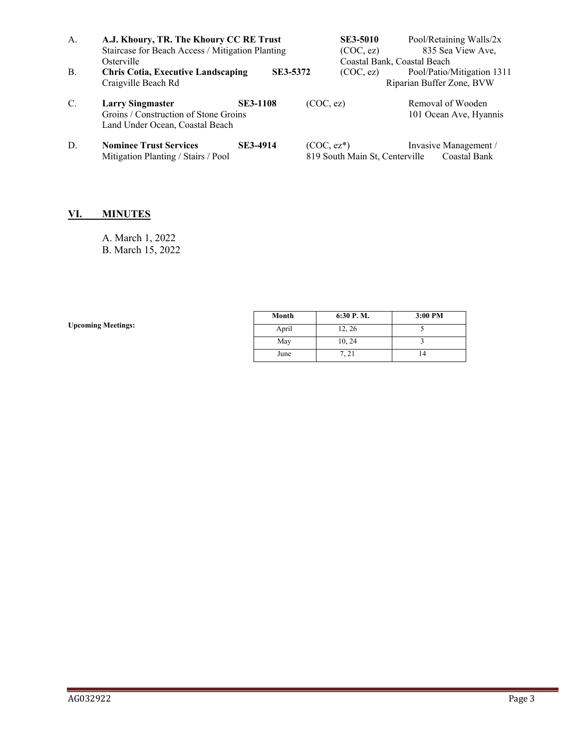A. **A.J. Khoury, TR. The Khoury CC RE Trust** **SE3-5010** (COC, ez) Pool/Retaining Walls/2x Staircase for Beach Access / Mitigation Planting 835 Sea View Ave, Osterville Coastal Bank, Coastal Beach

B. **Chris Cotia, Executive Landscaping** **SE3-5372** (COC, ez) Pool/Patio/Mitigation 1311 Craigville Beach Rd Riparian Buffer Zone, BVW

C. **Larry Singmaster** **SE3-1108** (COC, ez) Removal of Wooden Groins / Construction of Stone Groins 101 Ocean Ave, Hyannis Land Under Ocean, Coastal Beach

D. **Nominee Trust Services** **SE3-4914** (COC, ez*) Invasive Management / Mitigation Planting / Stairs / Pool 819 South Main St, Centerville Coastal Bank

## VI. MINUTES

A. March 1, 2022
B. March 15, 2022

**Upcoming Meetings:**

| Month | 6:30 P. M. | 3:00 PM |
|---|---|---|
| April | 12, 26 | 5 |
| May | 10, 24 | 3 |
| June | 7, 21 | 14 |